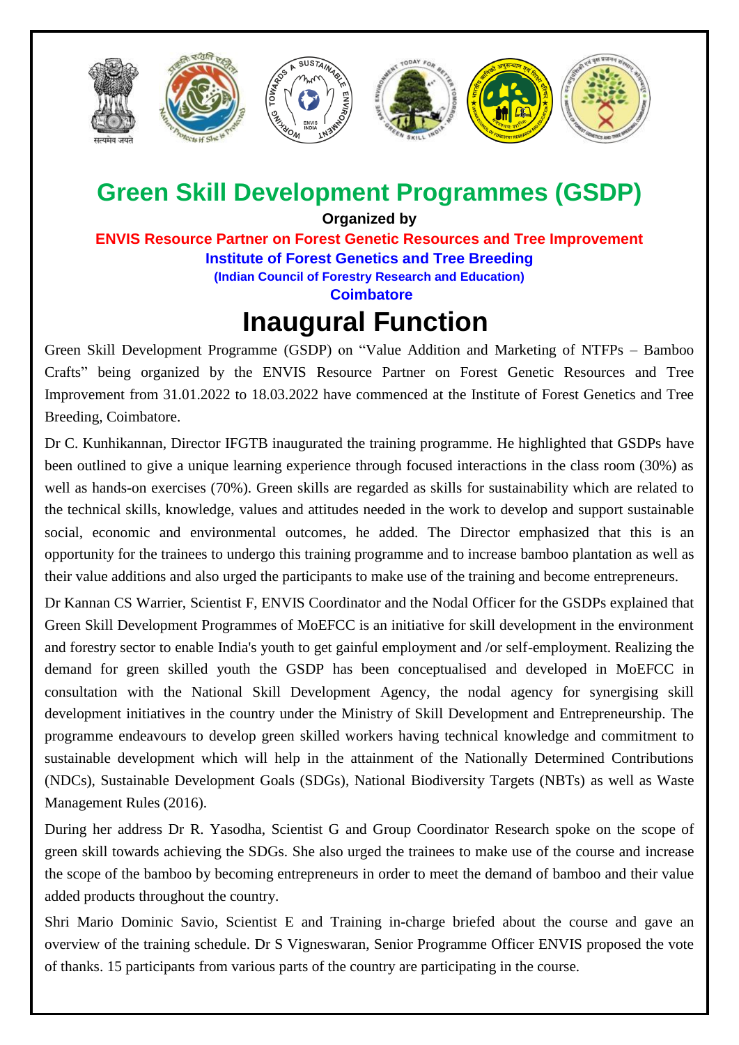# Green Skill Development Programmes (GSDP)

**Organized by**

**ENVIS Resource Partner on Forest Genetic Resources and Tree Improvement**

**Institute of Forest Genetics and Tree Breeding**

**(Indian Council of Forestry Research and Education)**

**Coimbatore**

## Inaugural Function

Green Skill Development Programme (GSDP) on "Value Addition and Marketing of NTFPs – Bamboo Crafts" being organized by the ENVIS Resource Partner on Forest Genetic Resources and Tree Improvement from 31.01.2022 to 18.03.2022 have commenced at the Institute of Forest Genetics and Tree Breeding, Coimbatore.

Dr C. Kunhikannan, Director IFGTB inaugurated the training programme. He highlighted that GSDPs have been outlined to give a unique learning experience through focused interactions in the class room (30%) as well as hands-on exercises (70%). Green skills are regarded as skills for sustainability which are related to the technical skills, knowledge, values and attitudes needed in the work to develop and support sustainable social, economic and environmental outcomes, he added. The Director emphasized that this is an opportunity for the trainees to undergo this training programme and to increase bamboo plantation as well as their value additions and also urged the participants to make use of the training and become entrepreneurs.

Dr Kannan CS Warrier, Scientist F, ENVIS Coordinator and the Nodal Officer for the GSDPs explained that Green Skill Development Programmes of MoEFCC is an initiative for skill development in the environment and forestry sector to enable India's youth to get gainful employment and /or self-employment. Realizing the demand for green skilled youth the GSDP has been conceptualised and developed in MoEFCC in consultation with the National Skill Development Agency, the nodal agency for synergising skill development initiatives in the country under the Ministry of Skill Development and Entrepreneurship. The programme endeavours to develop green skilled workers having technical knowledge and commitment to sustainable development which will help in the attainment of the Nationally Determined Contributions (NDCs), Sustainable Development Goals (SDGs), National Biodiversity Targets (NBTs) as well as Waste Management Rules (2016).

During her address Dr R. Yasodha, Scientist G and Group Coordinator Research spoke on the scope of green skill towards achieving the SDGs. She also urged the trainees to make use of the course and increase the scope of the bamboo by becoming entrepreneurs in order to meet the demand of bamboo and their value added products throughout the country.

Shri Mario Dominic Savio, Scientist E and Training in-charge briefed about the course and gave an overview of the training schedule. Dr S Vigneswaran, Senior Programme Officer ENVIS proposed the vote of thanks. 15 participants from various parts of the country are participating in the course.